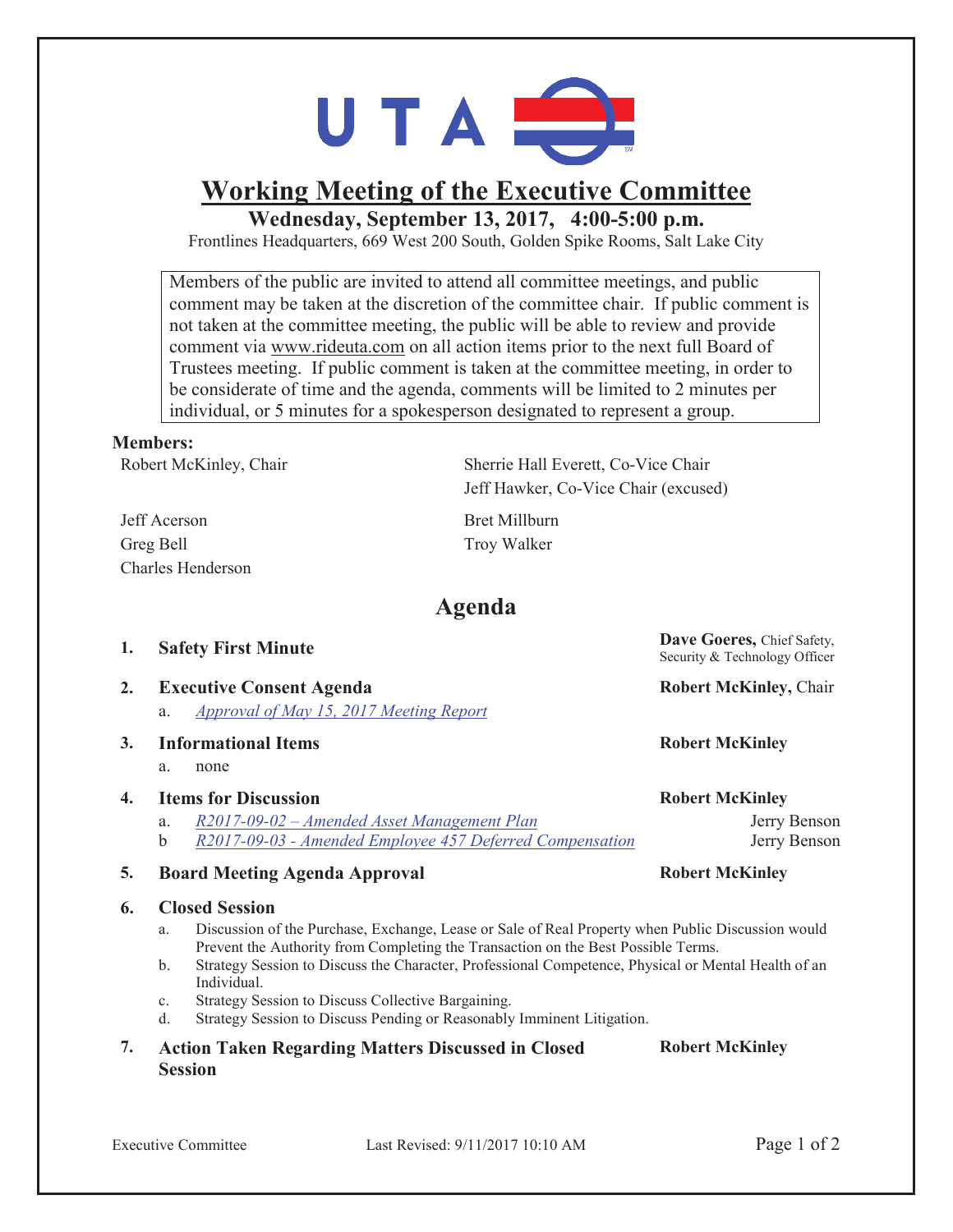UTA

# Working Meeting of the Executive Committee

**Wednesday, September 13, 2017, 4:00-5:00 p.m.**

Frontlines Headquarters, 669 West 200 South, Golden Spike Rooms, Salt Lake City

> Members of the public are invited to attend all committee meetings, and public comment may be taken at the discretion of the committee chair. If public comment is not taken at the committee meeting, the public will be able to review and provide comment via www.rideuta.com on all action items prior to the next full Board of Trustees meeting. If public comment is taken at the committee meeting, in order to be considerate of time and the agenda, comments will be limited to 2 minutes per individual, or 5 minutes for a spokesperson designated to represent a group.

**Members:**

Robert McKinley, Chair
Sherrie Hall Everett, Co-Vice Chair
Jeff Hawker, Co-Vice Chair (excused)
Jeff Acerson
Greg Bell
Charles Henderson
Bret Millburn
Troy Walker

## Agenda

1. **Safety First Minute** — **Dave Goeres,** Chief Safety, Security & Technology Officer
2. **Executive Consent Agenda** — **Robert McKinley,** Chair
   a. *Approval of May 15, 2017 Meeting Report*
3. **Informational Items** — **Robert McKinley**
   a. none
4. **Items for Discussion** — **Robert McKinley**
   a. *R2017-09-02 – Amended Asset Management Plan* — Jerry Benson
   b *R2017-09-03 - Amended Employee 457 Deferred Compensation* — Jerry Benson
5. **Board Meeting Agenda Approval** — **Robert McKinley**
6. **Closed Session**
   a. Discussion of the Purchase, Exchange, Lease or Sale of Real Property when Public Discussion would Prevent the Authority from Completing the Transaction on the Best Possible Terms.
   b. Strategy Session to Discuss the Character, Professional Competence, Physical or Mental Health of an Individual.
   c. Strategy Session to Discuss Collective Bargaining.
   d. Strategy Session to Discuss Pending or Reasonably Imminent Litigation.
7. **Action Taken Regarding Matters Discussed in Closed Session** — **Robert McKinley**

Executive Committee — Last Revised: 9/11/2017 10:10 AM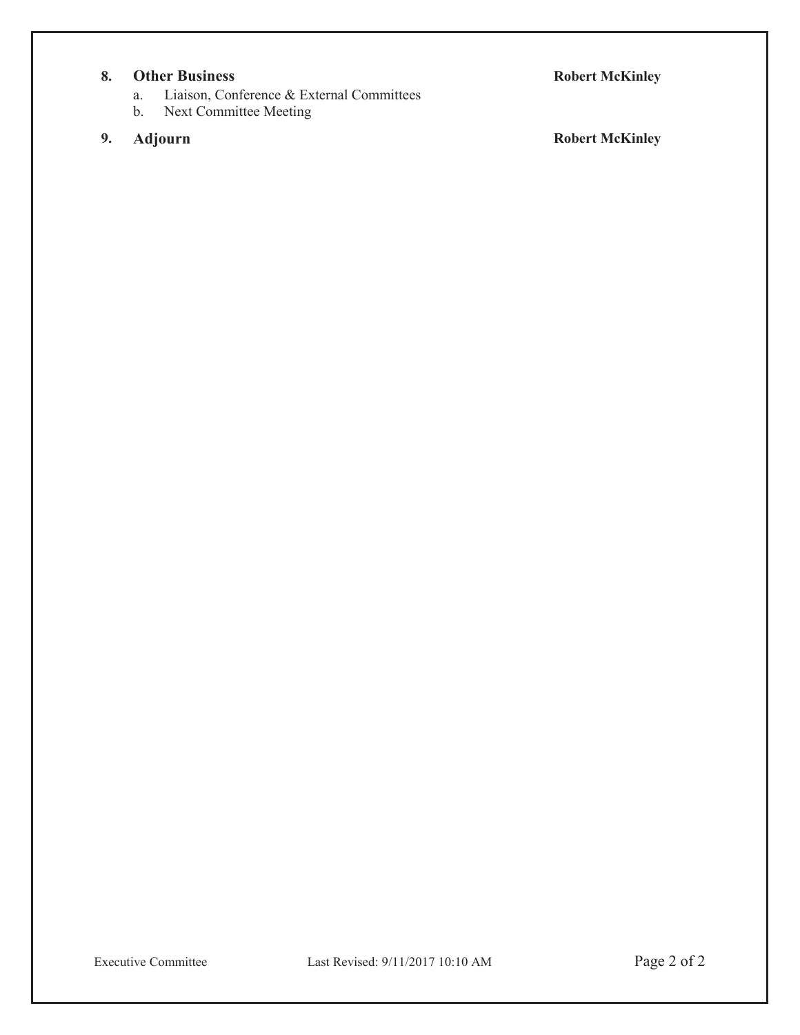**8. Other Business** **Robert McKinley**

a. Liaison, Conference & External Committees
b. Next Committee Meeting

**9. Adjourn** **Robert McKinley**